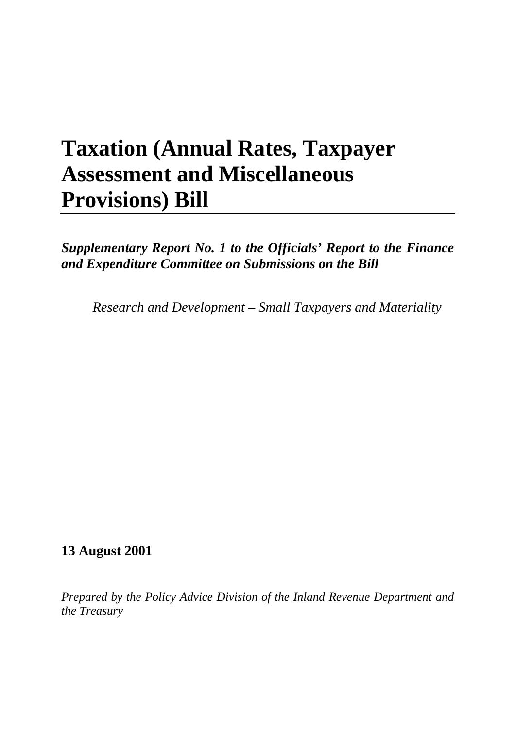# Taxation (Annual Rates, Taxpayer Assessment and Miscellaneous Provisions) Bill

***Supplementary Report No. 1 to the Officials' Report to the Finance and Expenditure Committee on Submissions on the Bill***

*Research and Development – Small Taxpayers and Materiality*

**13 August 2001**

*Prepared by the Policy Advice Division of the Inland Revenue Department and the Treasury*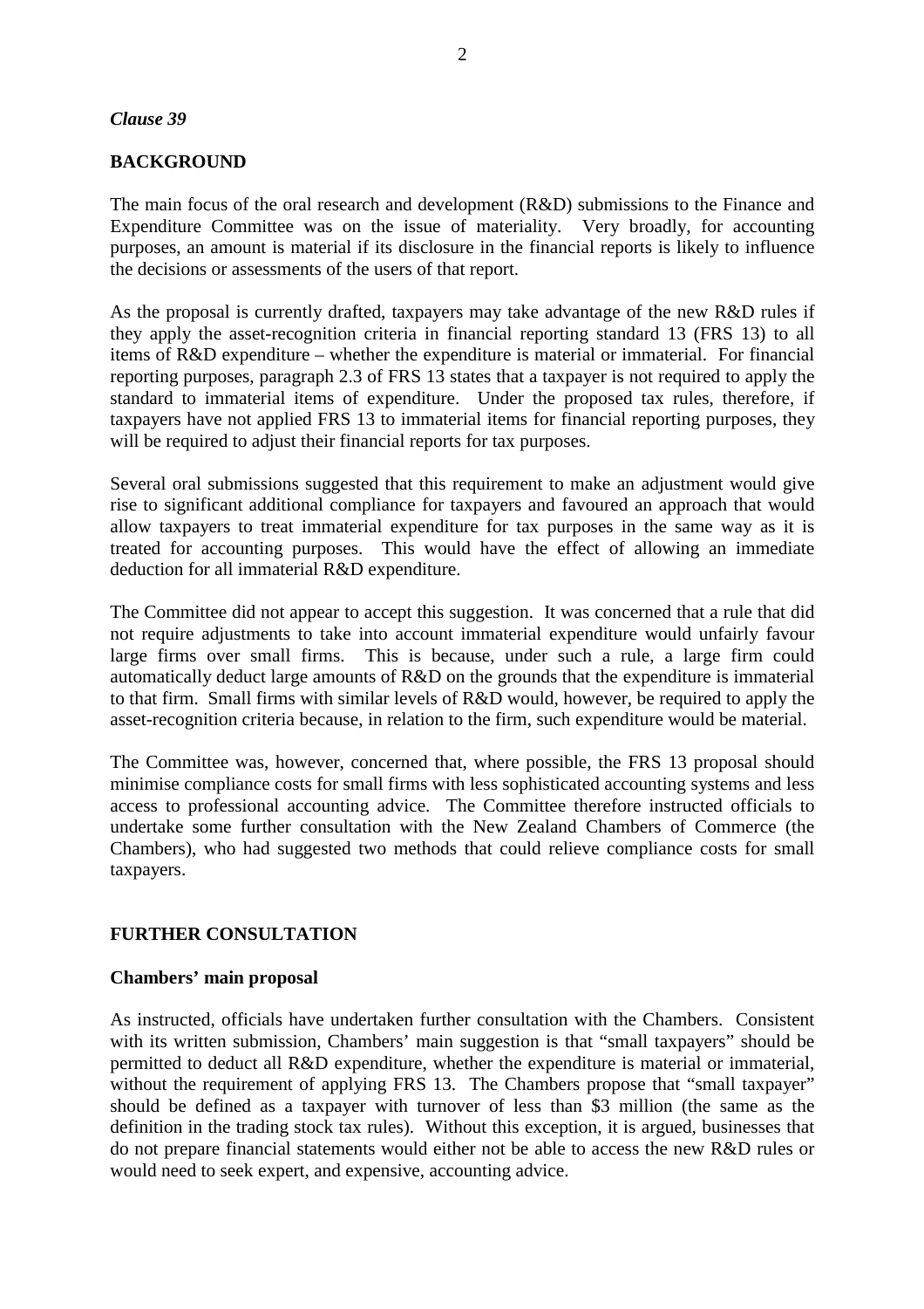*Clause 39*

**BACKGROUND**

The main focus of the oral research and development (R&D) submissions to the Finance and Expenditure Committee was on the issue of materiality. Very broadly, for accounting purposes, an amount is material if its disclosure in the financial reports is likely to influence the decisions or assessments of the users of that report.

As the proposal is currently drafted, taxpayers may take advantage of the new R&D rules if they apply the asset-recognition criteria in financial reporting standard 13 (FRS 13) to all items of R&D expenditure – whether the expenditure is material or immaterial. For financial reporting purposes, paragraph 2.3 of FRS 13 states that a taxpayer is not required to apply the standard to immaterial items of expenditure. Under the proposed tax rules, therefore, if taxpayers have not applied FRS 13 to immaterial items for financial reporting purposes, they will be required to adjust their financial reports for tax purposes.

Several oral submissions suggested that this requirement to make an adjustment would give rise to significant additional compliance for taxpayers and favoured an approach that would allow taxpayers to treat immaterial expenditure for tax purposes in the same way as it is treated for accounting purposes. This would have the effect of allowing an immediate deduction for all immaterial R&D expenditure.

The Committee did not appear to accept this suggestion. It was concerned that a rule that did not require adjustments to take into account immaterial expenditure would unfairly favour large firms over small firms. This is because, under such a rule, a large firm could automatically deduct large amounts of R&D on the grounds that the expenditure is immaterial to that firm. Small firms with similar levels of R&D would, however, be required to apply the asset-recognition criteria because, in relation to the firm, such expenditure would be material.

The Committee was, however, concerned that, where possible, the FRS 13 proposal should minimise compliance costs for small firms with less sophisticated accounting systems and less access to professional accounting advice. The Committee therefore instructed officials to undertake some further consultation with the New Zealand Chambers of Commerce (the Chambers), who had suggested two methods that could relieve compliance costs for small taxpayers.

**FURTHER CONSULTATION**

**Chambers' main proposal**

As instructed, officials have undertaken further consultation with the Chambers. Consistent with its written submission, Chambers' main suggestion is that "small taxpayers" should be permitted to deduct all R&D expenditure, whether the expenditure is material or immaterial, without the requirement of applying FRS 13. The Chambers propose that "small taxpayer" should be defined as a taxpayer with turnover of less than $3 million (the same as the definition in the trading stock tax rules). Without this exception, it is argued, businesses that do not prepare financial statements would either not be able to access the new R&D rules or would need to seek expert, and expensive, accounting advice.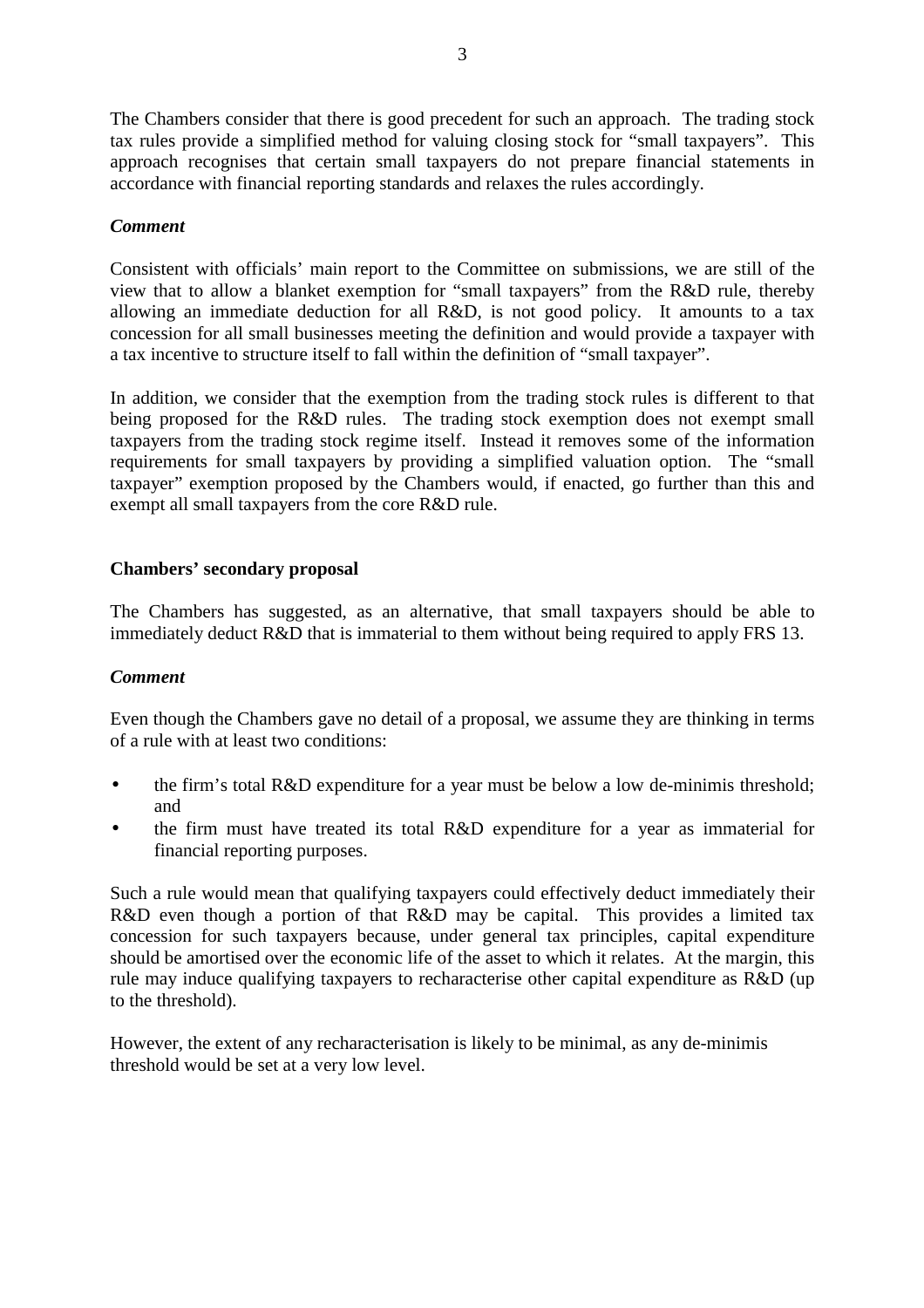The Chambers consider that there is good precedent for such an approach. The trading stock tax rules provide a simplified method for valuing closing stock for "small taxpayers". This approach recognises that certain small taxpayers do not prepare financial statements in accordance with financial reporting standards and relaxes the rules accordingly.

***Comment***

Consistent with officials' main report to the Committee on submissions, we are still of the view that to allow a blanket exemption for "small taxpayers" from the R&D rule, thereby allowing an immediate deduction for all R&D, is not good policy. It amounts to a tax concession for all small businesses meeting the definition and would provide a taxpayer with a tax incentive to structure itself to fall within the definition of "small taxpayer".

In addition, we consider that the exemption from the trading stock rules is different to that being proposed for the R&D rules. The trading stock exemption does not exempt small taxpayers from the trading stock regime itself. Instead it removes some of the information requirements for small taxpayers by providing a simplified valuation option. The "small taxpayer" exemption proposed by the Chambers would, if enacted, go further than this and exempt all small taxpayers from the core R&D rule.

**Chambers' secondary proposal**

The Chambers has suggested, as an alternative, that small taxpayers should be able to immediately deduct R&D that is immaterial to them without being required to apply FRS 13.

***Comment***

Even though the Chambers gave no detail of a proposal, we assume they are thinking in terms of a rule with at least two conditions:

- the firm's total R&D expenditure for a year must be below a low de-minimis threshold; and
- the firm must have treated its total R&D expenditure for a year as immaterial for financial reporting purposes.

Such a rule would mean that qualifying taxpayers could effectively deduct immediately their R&D even though a portion of that R&D may be capital. This provides a limited tax concession for such taxpayers because, under general tax principles, capital expenditure should be amortised over the economic life of the asset to which it relates. At the margin, this rule may induce qualifying taxpayers to recharacterise other capital expenditure as R&D (up to the threshold).

However, the extent of any recharacterisation is likely to be minimal, as any de-minimis threshold would be set at a very low level.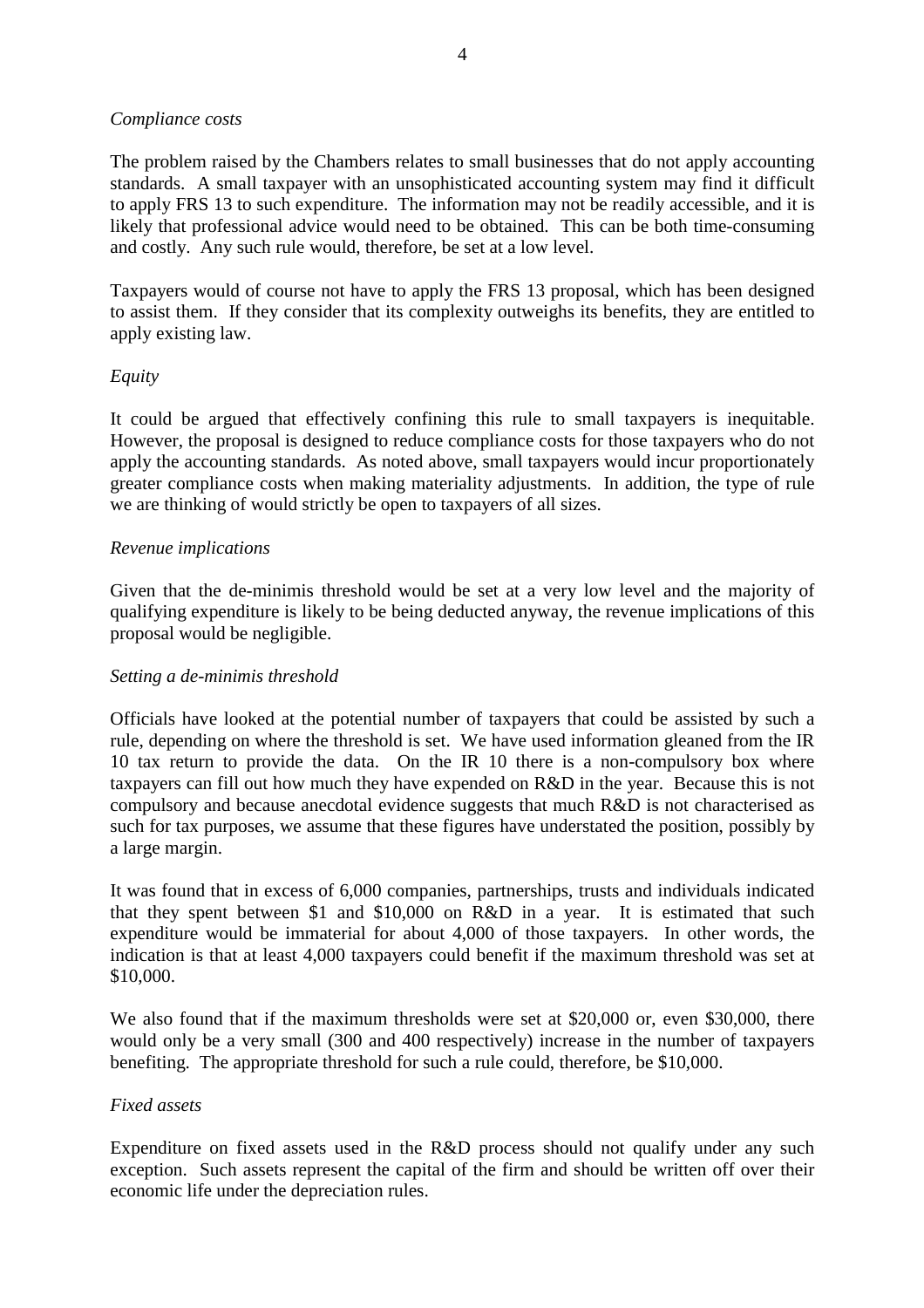*Compliance costs*

The problem raised by the Chambers relates to small businesses that do not apply accounting standards. A small taxpayer with an unsophisticated accounting system may find it difficult to apply FRS 13 to such expenditure. The information may not be readily accessible, and it is likely that professional advice would need to be obtained. This can be both time-consuming and costly. Any such rule would, therefore, be set at a low level.

Taxpayers would of course not have to apply the FRS 13 proposal, which has been designed to assist them. If they consider that its complexity outweighs its benefits, they are entitled to apply existing law.

*Equity*

It could be argued that effectively confining this rule to small taxpayers is inequitable. However, the proposal is designed to reduce compliance costs for those taxpayers who do not apply the accounting standards. As noted above, small taxpayers would incur proportionately greater compliance costs when making materiality adjustments. In addition, the type of rule we are thinking of would strictly be open to taxpayers of all sizes.

*Revenue implications*

Given that the de-minimis threshold would be set at a very low level and the majority of qualifying expenditure is likely to be being deducted anyway, the revenue implications of this proposal would be negligible.

*Setting a de-minimis threshold*

Officials have looked at the potential number of taxpayers that could be assisted by such a rule, depending on where the threshold is set. We have used information gleaned from the IR 10 tax return to provide the data. On the IR 10 there is a non-compulsory box where taxpayers can fill out how much they have expended on R&D in the year. Because this is not compulsory and because anecdotal evidence suggests that much R&D is not characterised as such for tax purposes, we assume that these figures have understated the position, possibly by a large margin.

It was found that in excess of 6,000 companies, partnerships, trusts and individuals indicated that they spent between $1 and $10,000 on R&D in a year. It is estimated that such expenditure would be immaterial for about 4,000 of those taxpayers. In other words, the indication is that at least 4,000 taxpayers could benefit if the maximum threshold was set at $10,000.

We also found that if the maximum thresholds were set at $20,000 or, even $30,000, there would only be a very small (300 and 400 respectively) increase in the number of taxpayers benefiting. The appropriate threshold for such a rule could, therefore, be $10,000.

*Fixed assets*

Expenditure on fixed assets used in the R&D process should not qualify under any such exception. Such assets represent the capital of the firm and should be written off over their economic life under the depreciation rules.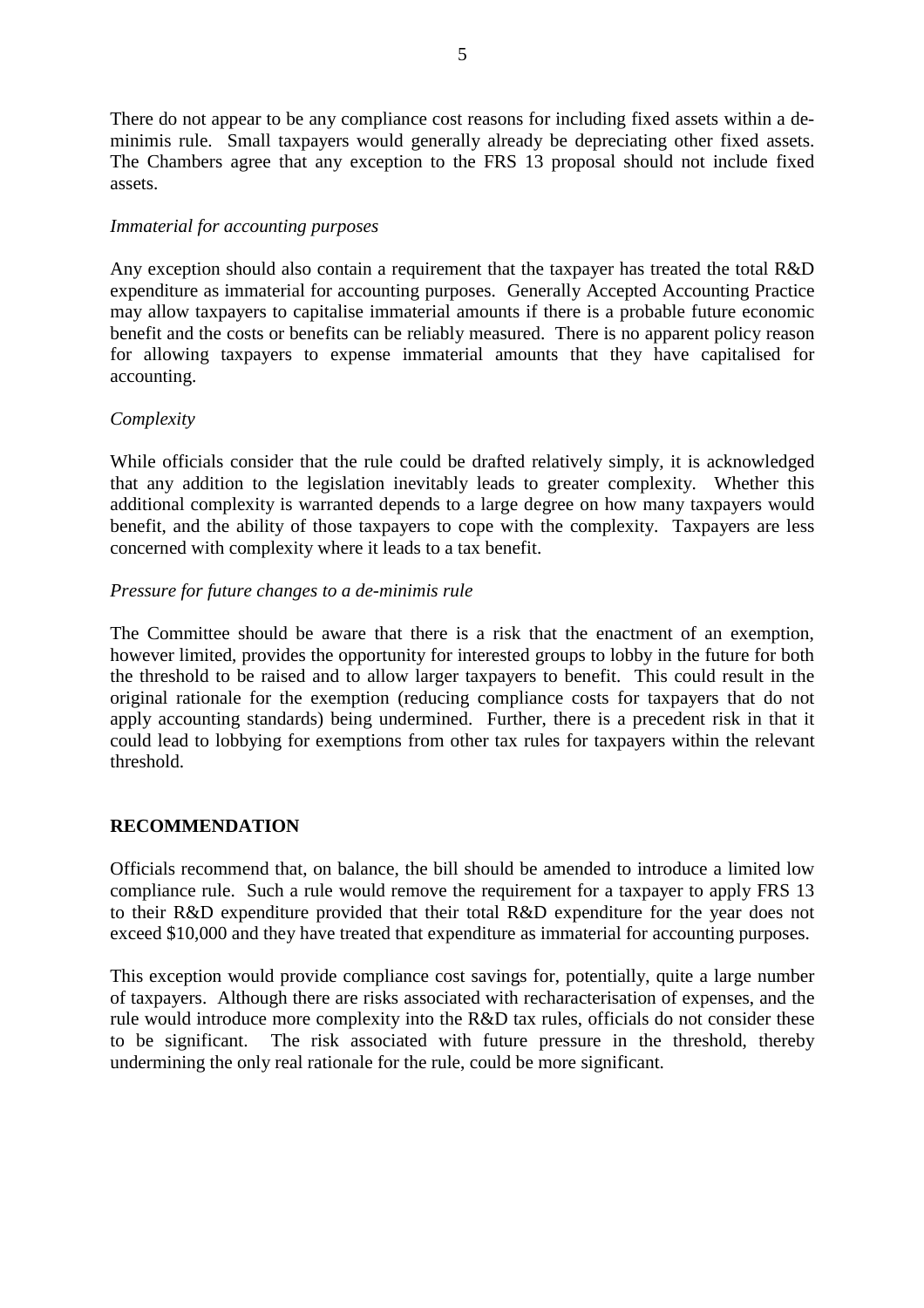There do not appear to be any compliance cost reasons for including fixed assets within a de-minimis rule. Small taxpayers would generally already be depreciating other fixed assets. The Chambers agree that any exception to the FRS 13 proposal should not include fixed assets.

*Immaterial for accounting purposes*

Any exception should also contain a requirement that the taxpayer has treated the total R&D expenditure as immaterial for accounting purposes. Generally Accepted Accounting Practice may allow taxpayers to capitalise immaterial amounts if there is a probable future economic benefit and the costs or benefits can be reliably measured. There is no apparent policy reason for allowing taxpayers to expense immaterial amounts that they have capitalised for accounting.

*Complexity*

While officials consider that the rule could be drafted relatively simply, it is acknowledged that any addition to the legislation inevitably leads to greater complexity. Whether this additional complexity is warranted depends to a large degree on how many taxpayers would benefit, and the ability of those taxpayers to cope with the complexity. Taxpayers are less concerned with complexity where it leads to a tax benefit.

*Pressure for future changes to a de-minimis rule*

The Committee should be aware that there is a risk that the enactment of an exemption, however limited, provides the opportunity for interested groups to lobby in the future for both the threshold to be raised and to allow larger taxpayers to benefit. This could result in the original rationale for the exemption (reducing compliance costs for taxpayers that do not apply accounting standards) being undermined. Further, there is a precedent risk in that it could lead to lobbying for exemptions from other tax rules for taxpayers within the relevant threshold.

**RECOMMENDATION**

Officials recommend that, on balance, the bill should be amended to introduce a limited low compliance rule. Such a rule would remove the requirement for a taxpayer to apply FRS 13 to their R&D expenditure provided that their total R&D expenditure for the year does not exceed $10,000 and they have treated that expenditure as immaterial for accounting purposes.

This exception would provide compliance cost savings for, potentially, quite a large number of taxpayers. Although there are risks associated with recharacterisation of expenses, and the rule would introduce more complexity into the R&D tax rules, officials do not consider these to be significant. The risk associated with future pressure in the threshold, thereby undermining the only real rationale for the rule, could be more significant.